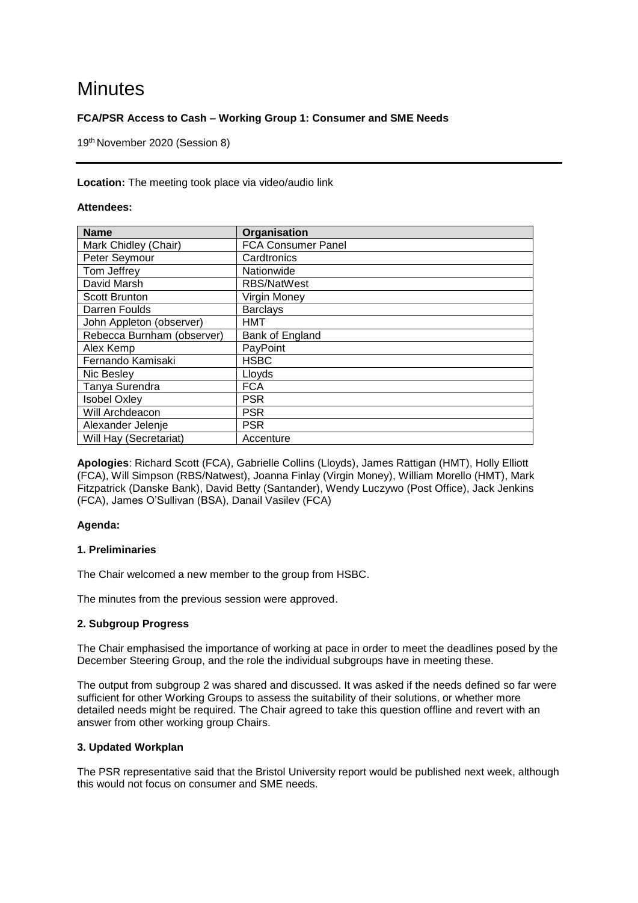# Minutes

**FCA/PSR Access to Cash – Working Group 1: Consumer and SME Needs**

19th November 2020 (Session 8)

---

**Location:** The meeting took place via video/audio link

**Attendees:**

| Name | Organisation |
|---|---|
| Mark Chidley (Chair) | FCA Consumer Panel |
| Peter Seymour | Cardtronics |
| Tom Jeffrey | Nationwide |
| David Marsh | RBS/NatWest |
| Scott Brunton | Virgin Money |
| Darren Foulds | Barclays |
| John Appleton (observer) | HMT |
| Rebecca Burnham (observer) | Bank of England |
| Alex Kemp | PayPoint |
| Fernando Kamisaki | HSBC |
| Nic Besley | Lloyds |
| Tanya Surendra | FCA |
| Isobel Oxley | PSR |
| Will Archdeacon | PSR |
| Alexander Jelenje | PSR |
| Will Hay (Secretariat) | Accenture |

**Apologies**: Richard Scott (FCA), Gabrielle Collins (Lloyds), James Rattigan (HMT), Holly Elliott (FCA), Will Simpson (RBS/Natwest), Joanna Finlay (Virgin Money), William Morello (HMT), Mark Fitzpatrick (Danske Bank), David Betty (Santander), Wendy Luczywo (Post Office), Jack Jenkins (FCA), James O'Sullivan (BSA), Danail Vasilev (FCA)

**Agenda:**

**1. Preliminaries**

The Chair welcomed a new member to the group from HSBC.

The minutes from the previous session were approved.

**2. Subgroup Progress**

The Chair emphasised the importance of working at pace in order to meet the deadlines posed by the December Steering Group, and the role the individual subgroups have in meeting these.

The output from subgroup 2 was shared and discussed. It was asked if the needs defined so far were sufficient for other Working Groups to assess the suitability of their solutions, or whether more detailed needs might be required. The Chair agreed to take this question offline and revert with an answer from other working group Chairs.

**3. Updated Workplan**

The PSR representative said that the Bristol University report would be published next week, although this would not focus on consumer and SME needs.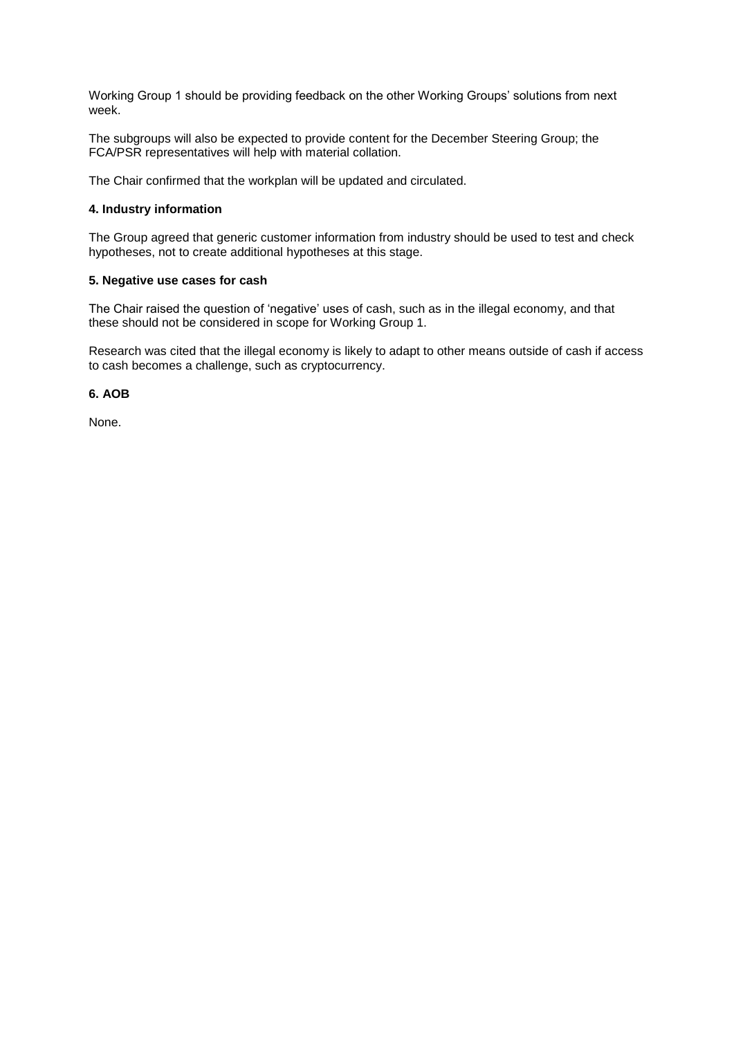Working Group 1 should be providing feedback on the other Working Groups' solutions from next week.

The subgroups will also be expected to provide content for the December Steering Group; the FCA/PSR representatives will help with material collation.

The Chair confirmed that the workplan will be updated and circulated.

**4. Industry information**

The Group agreed that generic customer information from industry should be used to test and check hypotheses, not to create additional hypotheses at this stage.

**5. Negative use cases for cash**

The Chair raised the question of 'negative' uses of cash, such as in the illegal economy, and that these should not be considered in scope for Working Group 1.

Research was cited that the illegal economy is likely to adapt to other means outside of cash if access to cash becomes a challenge, such as cryptocurrency.

**6. AOB**

None.